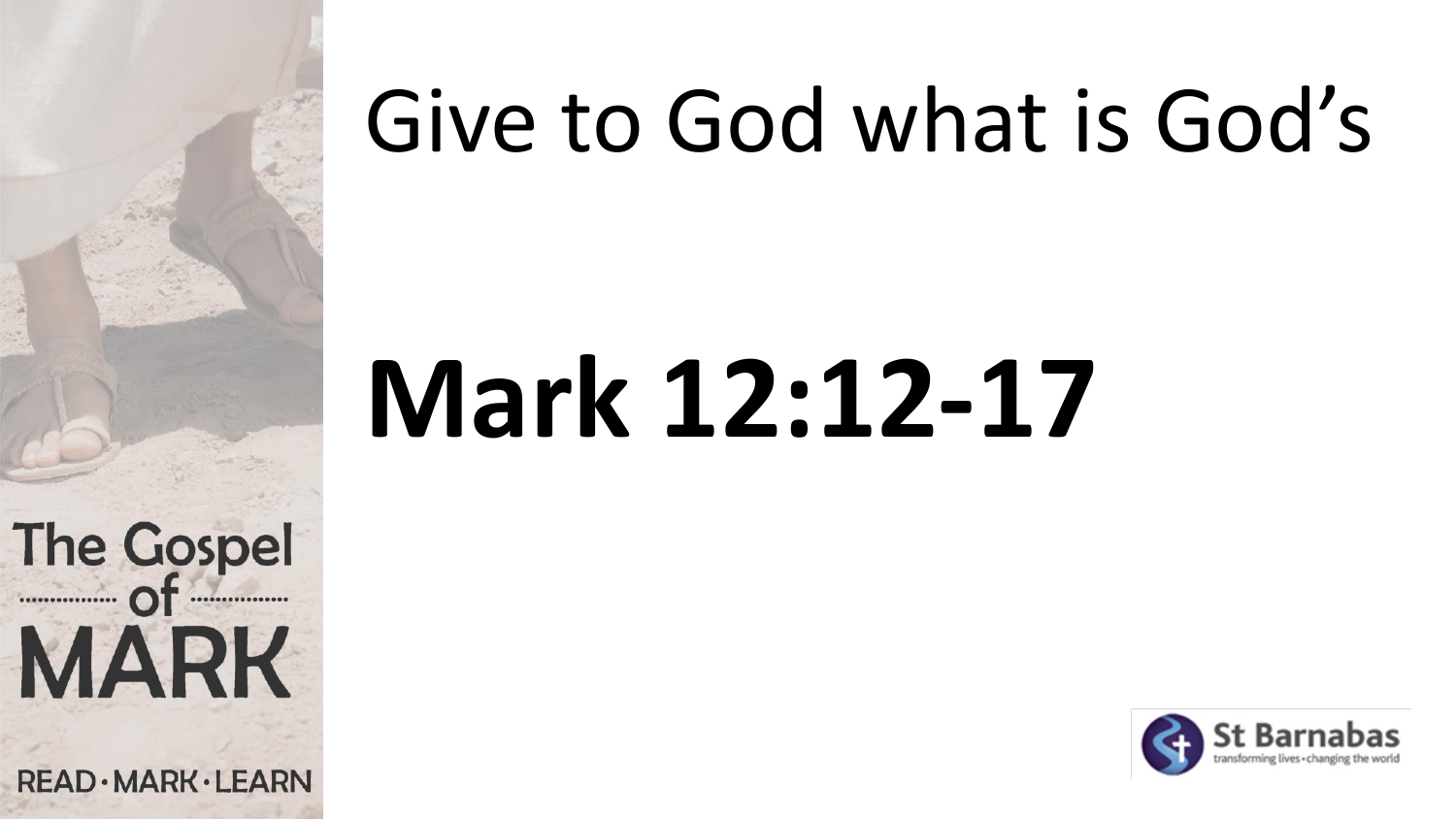# Give to God what is God's

# **Mark 12:12-17**

The Gospel of MARK

READ · MARK · LEARN

St Barnabas

transforming lives • changing the world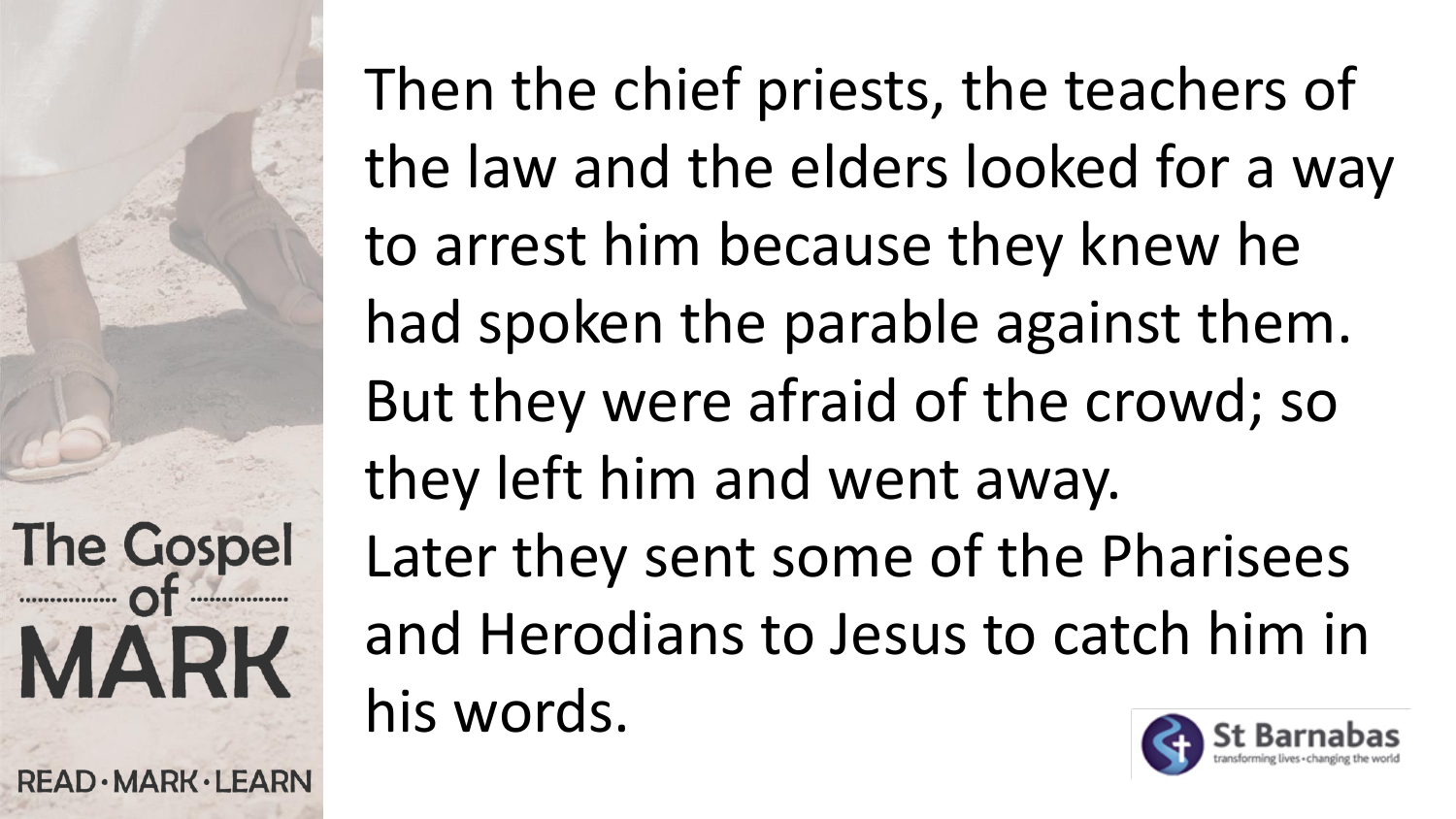Then the chief priests, the teachers of the law and the elders looked for a way to arrest him because they knew he had spoken the parable against them. But they were afraid of the crowd; so they left him and went away.

Later they sent some of the Pharisees and Herodians to Jesus to catch him in his words.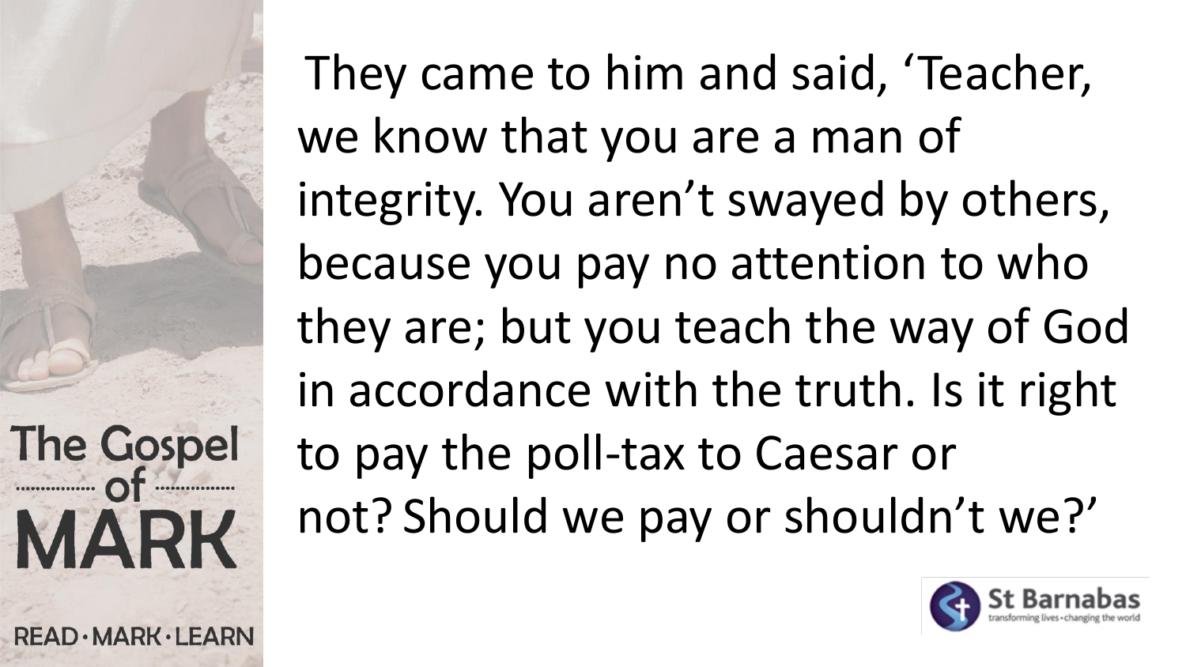They came to him and said, ‘Teacher, we know that you are a man of integrity. You aren’t swayed by others, because you pay no attention to who they are; but you teach the way of God in accordance with the truth. Is it right to pay the poll-tax to Caesar or not? Should we pay or shouldn’t we?’

The Gospel of MARK

READ · MARK · LEARN

St Barnabas
transforming lives · changing the world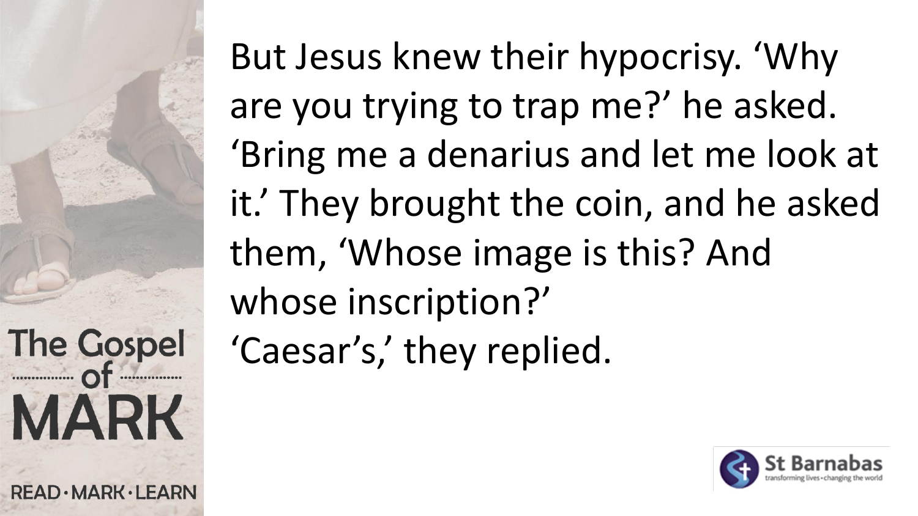But Jesus knew their hypocrisy. ‘Why are you trying to trap me?’ he asked. ‘Bring me a denarius and let me look at it.’ They brought the coin, and he asked them, ‘Whose image is this? And whose inscription?’

‘Caesar’s,’ they replied.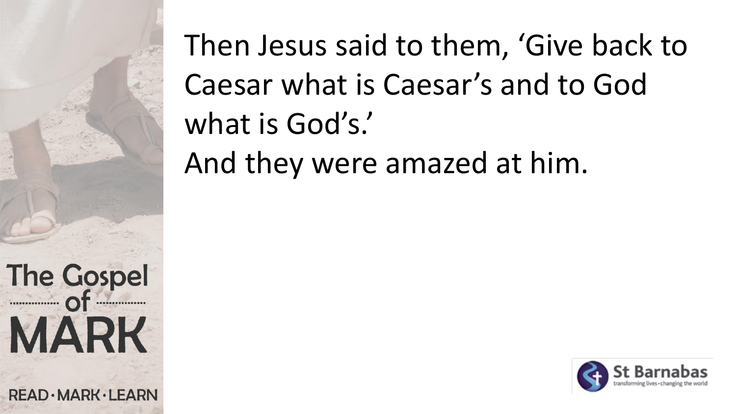Then Jesus said to them, ‘Give back to Caesar what is Caesar’s and to God what is God’s.’
And they were amazed at him.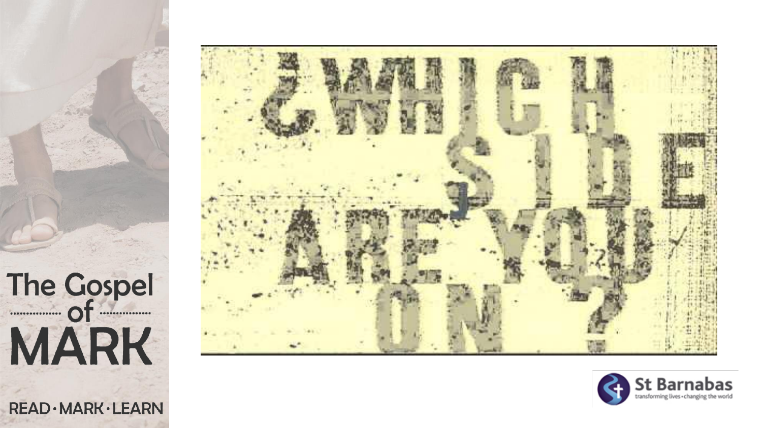¿WHICH SIDE ARE YOU ON?

The Gospel of MARK

READ · MARK · LEARN

St Barnabas

transforming lives · changing the world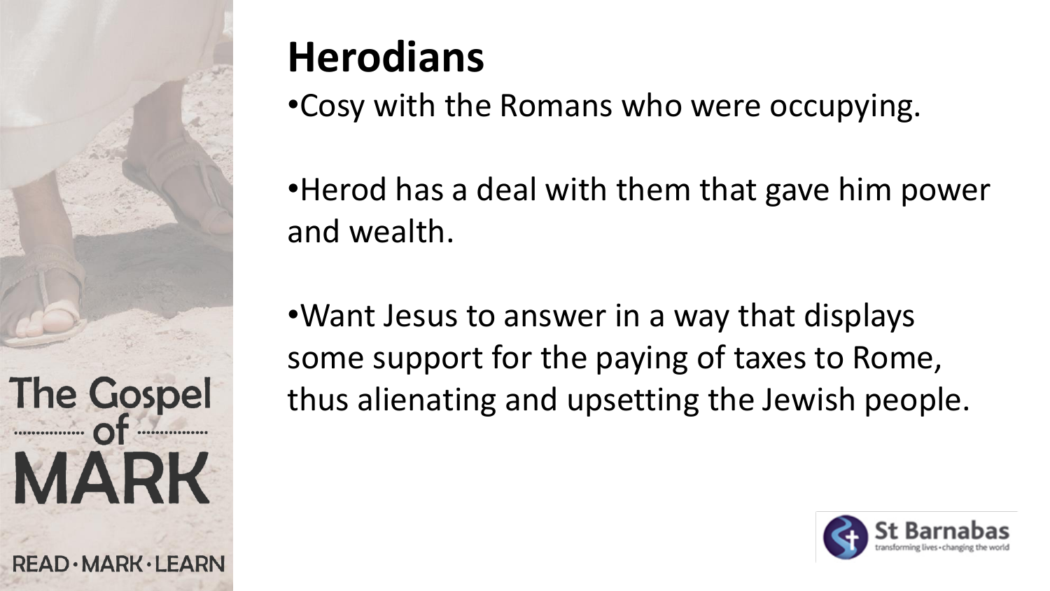# Herodians

- Cosy with the Romans who were occupying.

- Herod has a deal with them that gave him power and wealth.

- Want Jesus to answer in a way that displays some support for the paying of taxes to Rome, thus alienating and upsetting the Jewish people.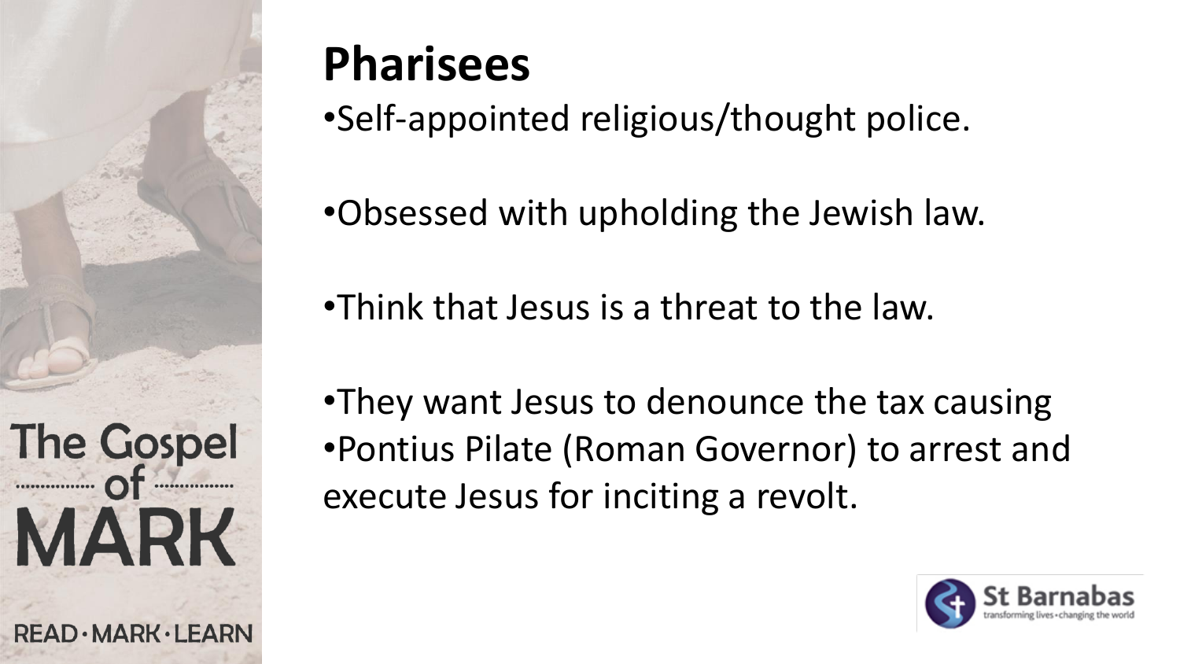# Pharisees

- Self-appointed religious/thought police.
- Obsessed with upholding the Jewish law.
- Think that Jesus is a threat to the law.
- They want Jesus to denounce the tax causing
- Pontius Pilate (Roman Governor) to arrest and execute Jesus for inciting a revolt.

The Gospel of MARK

READ · MARK · LEARN

St Barnabas

transforming lives • changing the world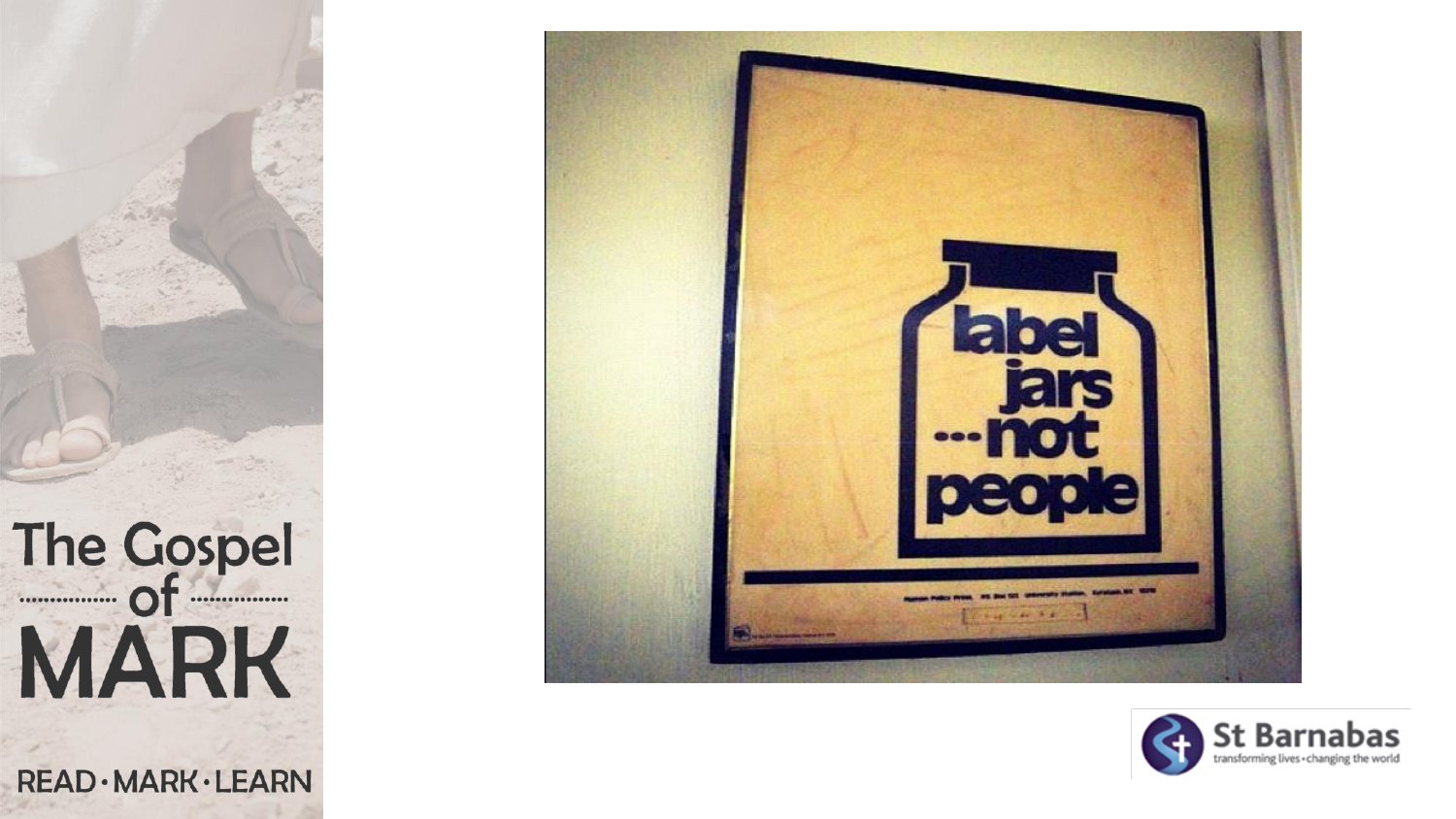The Gospel of MARK

READ · MARK · LEARN

label jars ...not people

St Barnabas
transforming lives · changing the world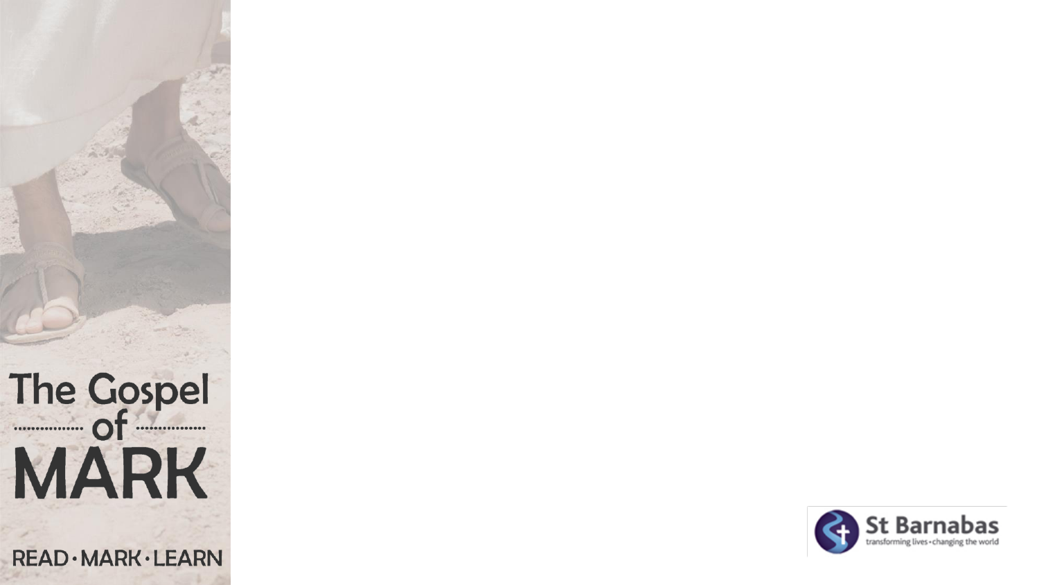The Gospel of MARK

READ · MARK · LEARN

St Barnabas
transforming lives · changing the world